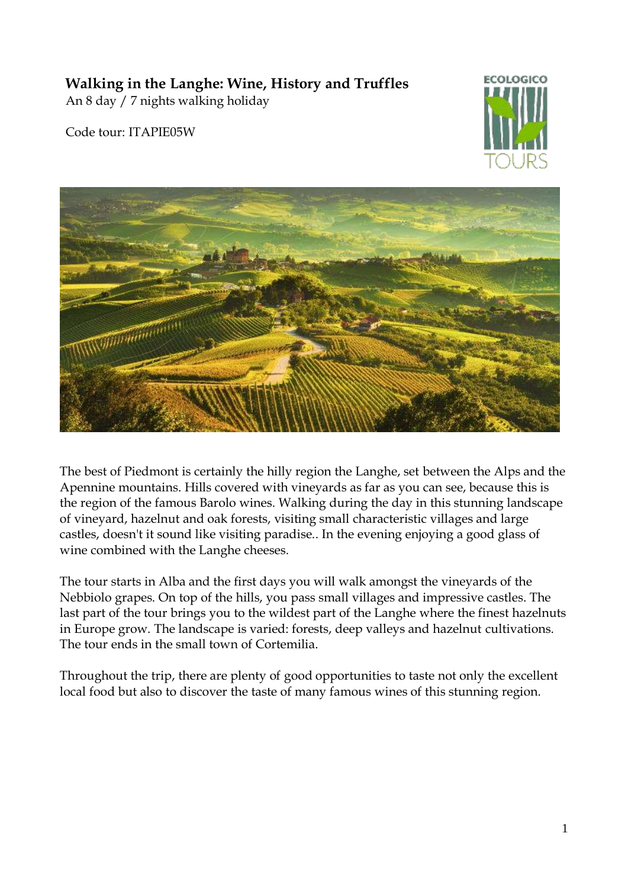# Walking in the Langhe: Wine, History and Truffles

An 8 day / 7 nights walking holiday

Code tour: ITAPIE05W

The best of Piedmont is certainly the hilly region the Langhe, set between the Alps and the Apennine mountains. Hills covered with vineyards as far as you can see, because this is the region of the famous Barolo wines. Walking during the day in this stunning landscape of vineyard, hazelnut and oak forests, visiting small characteristic villages and large castles, doesn't it sound like visiting paradise.. In the evening enjoying a good glass of wine combined with the Langhe cheeses.

The tour starts in Alba and the first days you will walk amongst the vineyards of the Nebbiolo grapes. On top of the hills, you pass small villages and impressive castles. The last part of the tour brings you to the wildest part of the Langhe where the finest hazelnuts in Europe grow. The landscape is varied: forests, deep valleys and hazelnut cultivations. The tour ends in the small town of Cortemilia.

Throughout the trip, there are plenty of good opportunities to taste not only the excellent local food but also to discover the taste of many famous wines of this stunning region.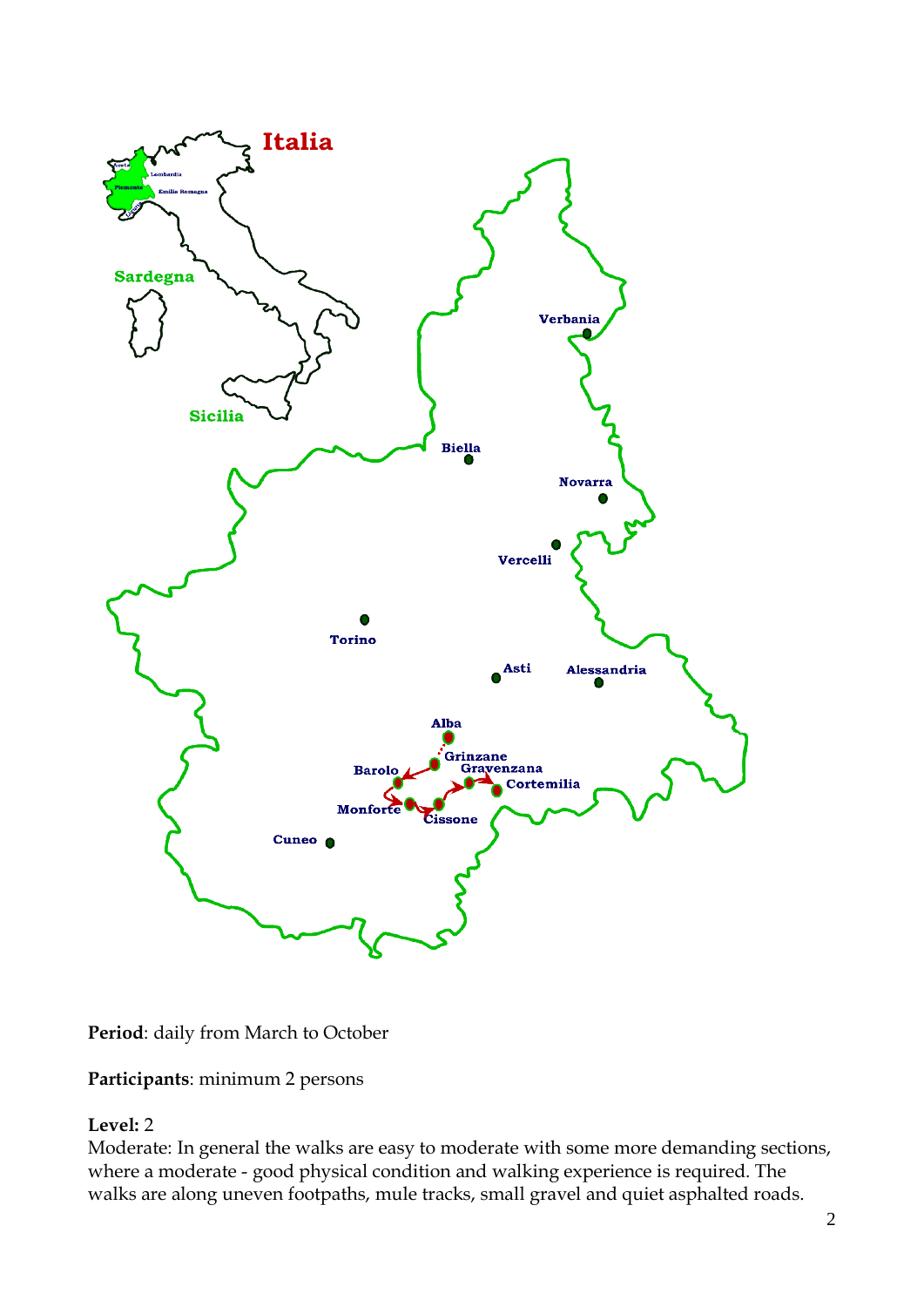**Period**: daily from March to October

**Participants**: minimum 2 persons

**Level:** 2

Moderate: In general the walks are easy to moderate with some more demanding sections, where a moderate - good physical condition and walking experience is required. The walks are along uneven footpaths, mule tracks, small gravel and quiet asphalted roads.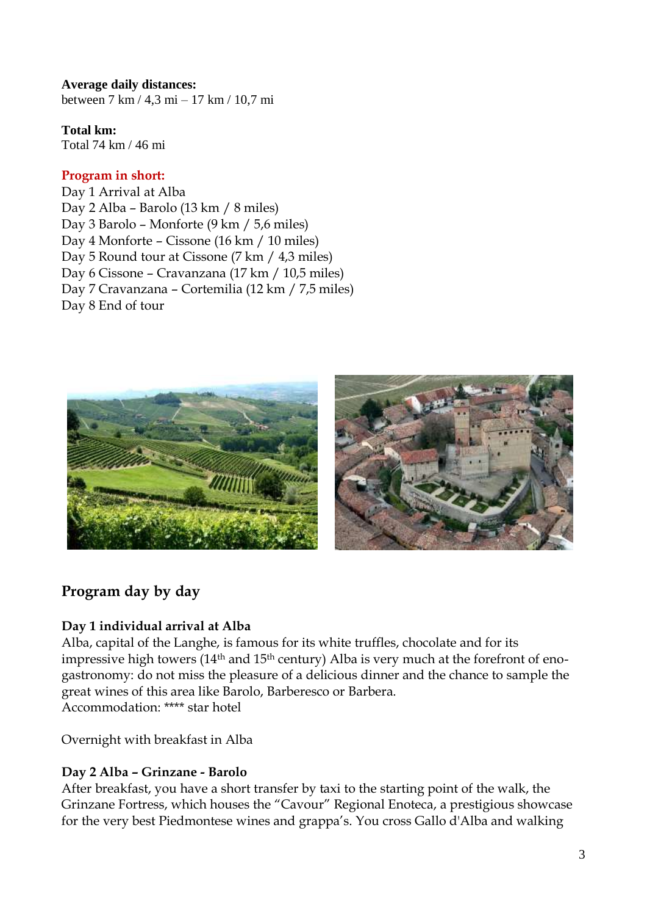**Average daily distances:**
between 7 km / 4,3 mi – 17 km / 10,7 mi

**Total km:**
Total 74 km / 46 mi

**Program in short:**
Day 1 Arrival at Alba
Day 2 Alba – Barolo (13 km / 8 miles)
Day 3 Barolo – Monforte (9 km / 5,6 miles)
Day 4 Monforte – Cissone (16 km / 10 miles)
Day 5 Round tour at Cissone (7 km / 4,3 miles)
Day 6 Cissone – Cravanzana (17 km / 10,5 miles)
Day 7 Cravanzana – Cortemilia (12 km / 7,5 miles)
Day 8 End of tour

## Program day by day

### Day 1 individual arrival at Alba

Alba, capital of the Langhe, is famous for its white truffles, chocolate and for its impressive high towers (14th and 15th century) Alba is very much at the forefront of eno-gastronomy: do not miss the pleasure of a delicious dinner and the chance to sample the great wines of this area like Barolo, Barberesco or Barbera.
Accommodation: **** star hotel

Overnight with breakfast in Alba

### Day 2 Alba – Grinzane - Barolo

After breakfast, you have a short transfer by taxi to the starting point of the walk, the Grinzane Fortress, which houses the "Cavour" Regional Enoteca, a prestigious showcase for the very best Piedmontese wines and grappa's. You cross Gallo d'Alba and walking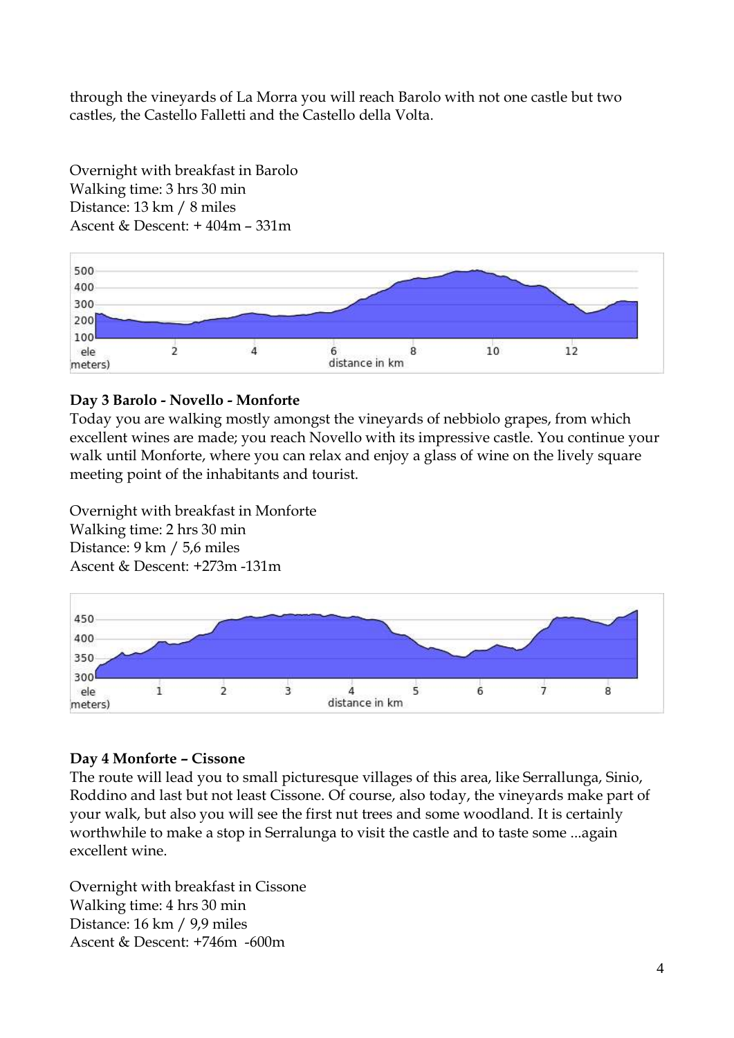through the vineyards of La Morra you will reach Barolo with not one castle but two castles, the Castello Falletti and the Castello della Volta.

Overnight with breakfast in Barolo
Walking time: 3 hrs 30 min
Distance: 13 km / 8 miles
Ascent & Descent: + 404m – 331m

**Day 3 Barolo - Novello - Monforte**

Today you are walking mostly amongst the vineyards of nebbiolo grapes, from which excellent wines are made; you reach Novello with its impressive castle. You continue your walk until Monforte, where you can relax and enjoy a glass of wine on the lively square meeting point of the inhabitants and tourist.

Overnight with breakfast in Monforte
Walking time: 2 hrs 30 min
Distance: 9 km / 5,6 miles
Ascent & Descent: +273m -131m

**Day 4 Monforte – Cissone**

The route will lead you to small picturesque villages of this area, like Serrallunga, Sinio, Roddino and last but not least Cissone. Of course, also today, the vineyards make part of your walk, but also you will see the first nut trees and some woodland. It is certainly worthwhile to make a stop in Serralunga to visit the castle and to taste some ...again excellent wine.

Overnight with breakfast in Cissone
Walking time: 4 hrs 30 min
Distance: 16 km / 9,9 miles
Ascent & Descent: +746m -600m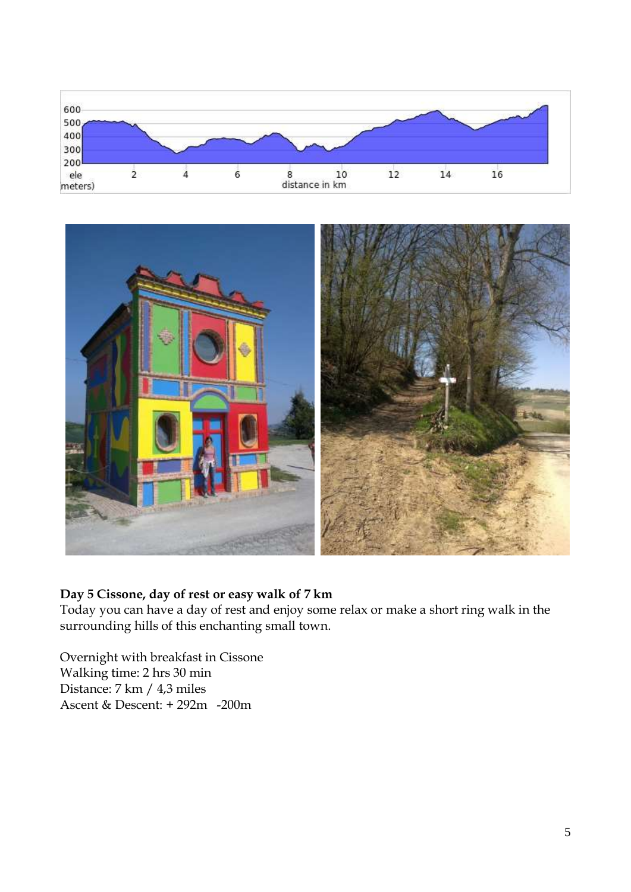**Day 5 Cissone, day of rest or easy walk of 7 km**

Today you can have a day of rest and enjoy some relax or make a short ring walk in the surrounding hills of this enchanting small town.

Overnight with breakfast in Cissone
Walking time: 2 hrs 30 min
Distance: 7 km / 4,3 miles
Ascent & Descent: + 292m -200m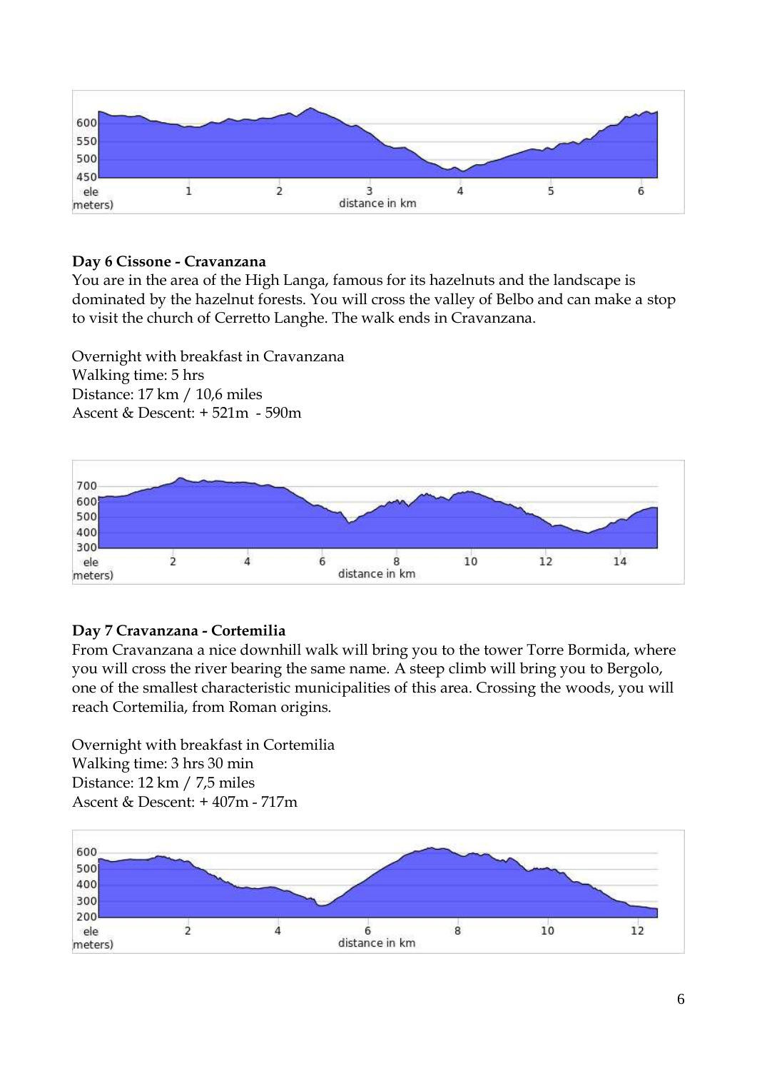**Day 6 Cissone - Cravanzana**

You are in the area of the High Langa, famous for its hazelnuts and the landscape is dominated by the hazelnut forests. You will cross the valley of Belbo and can make a stop to visit the church of Cerretto Langhe. The walk ends in Cravanzana.

Overnight with breakfast in Cravanzana
Walking time: 5 hrs
Distance: 17 km / 10,6 miles
Ascent & Descent: + 521m - 590m

**Day 7 Cravanzana - Cortemilia**

From Cravanzana a nice downhill walk will bring you to the tower Torre Bormida, where you will cross the river bearing the same name. A steep climb will bring you to Bergolo, one of the smallest characteristic municipalities of this area. Crossing the woods, you will reach Cortemilia, from Roman origins.

Overnight with breakfast in Cortemilia
Walking time: 3 hrs 30 min
Distance: 12 km / 7,5 miles
Ascent & Descent: + 407m - 717m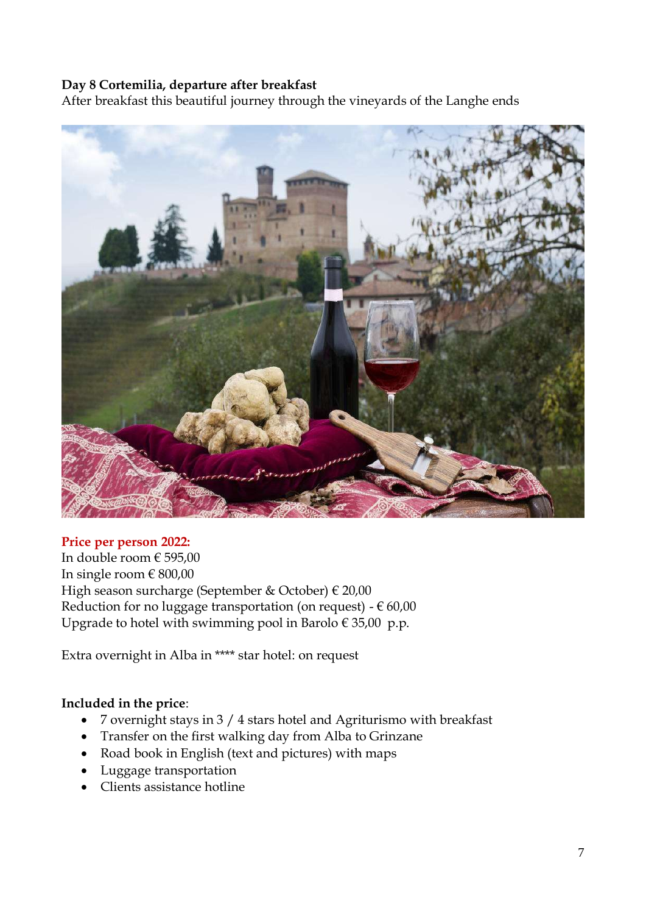**Day 8 Cortemilia, departure after breakfast**
After breakfast this beautiful journey through the vineyards of the Langhe ends

**Price per person 2022:**
In double room € 595,00
In single room € 800,00
High season surcharge (September & October) € 20,00
Reduction for no luggage transportation (on request) - € 60,00
Upgrade to hotel with swimming pool in Barolo € 35,00 p.p.

Extra overnight in Alba in **** star hotel: on request

**Included in the price**:

- 7 overnight stays in 3 / 4 stars hotel and Agriturismo with breakfast
- Transfer on the first walking day from Alba to Grinzane
- Road book in English (text and pictures) with maps
- Luggage transportation
- Clients assistance hotline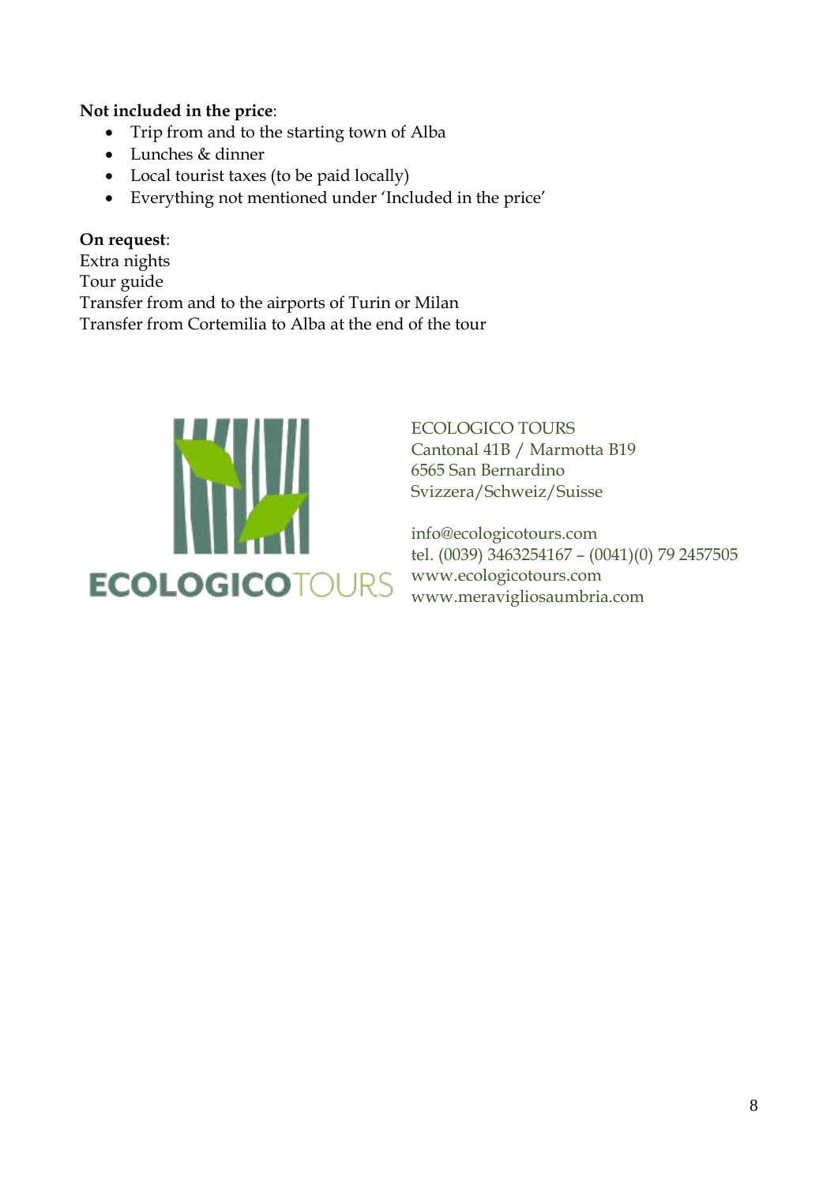**Not included in the price**:

- Trip from and to the starting town of Alba
- Lunches & dinner
- Local tourist taxes (to be paid locally)
- Everything not mentioned under 'Included in the price'

**On request**:
Extra nights
Tour guide
Transfer from and to the airports of Turin or Milan
Transfer from Cortemilia to Alba at the end of the tour

ECOLOGICOTOURS

ECOLOGICO TOURS
Cantonal 41B / Marmotta B19
6565 San Bernardino
Svizzera/Schweiz/Suisse

info@ecologicotours.com
tel. (0039) 3463254167 – (0041)(0) 79 2457505
www.ecologicotours.com
www.meravigliosaumbria.com